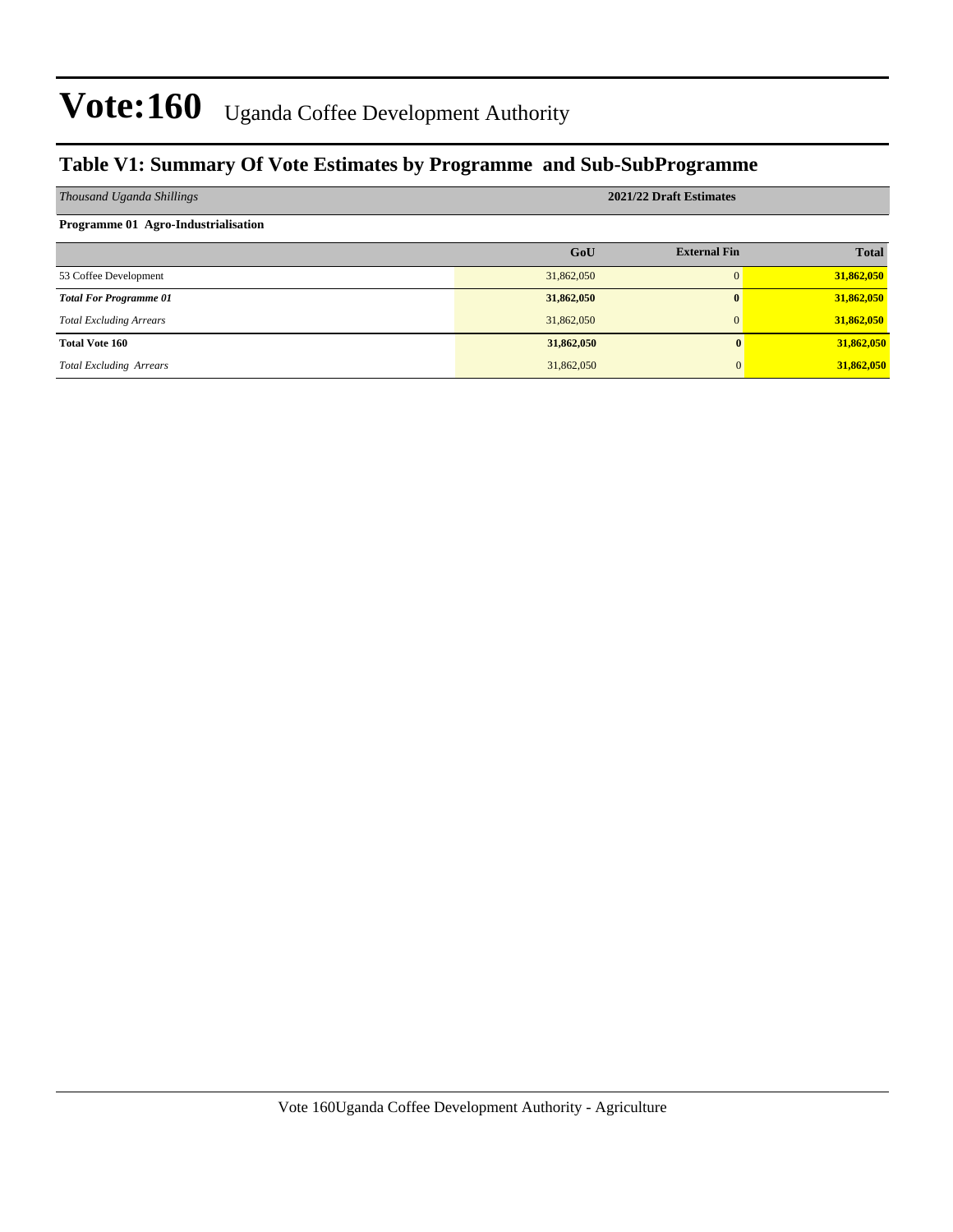# Vote:160 Uganda Coffee Development Authority

## Table V1: Summary Of Vote Estimates by Programme and Sub-SubProgramme

| *Thousand Uganda Shillings* | 2021/22 Draft Estimates | | |
|---|---|---|---|
| **Programme 01 Agro-Industrialisation** | | | |
| | **GoU** | **External Fin** | **Total** |
| 53 Coffee Development | 31,862,050 | 0 | **31,862,050** |
| ***Total For Programme 01*** | **31,862,050** | **0** | **31,862,050** |
| *Total Excluding Arrears* | 31,862,050 | 0 | **31,862,050** |
| **Total Vote 160** | **31,862,050** | **0** | **31,862,050** |
| *Total Excluding Arrears* | 31,862,050 | 0 | **31,862,050** |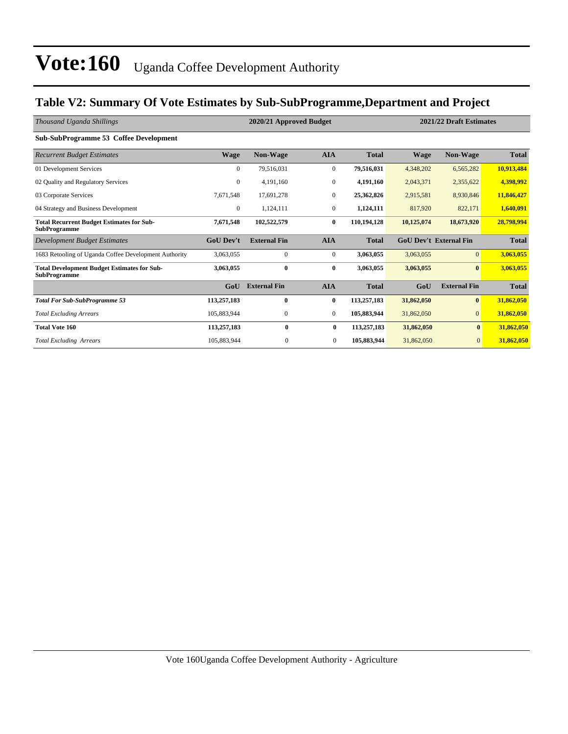# Vote:160 Uganda Coffee Development Authority

## Table V2: Summary Of Vote Estimates by Sub-SubProgramme,Department and Project

| *Thousand Uganda Shillings* | 2020/21 Approved Budget | | | | 2021/22 Draft Estimates | | |
|---|---|---|---|---|---|---|---|
| **Sub-SubProgramme 53 Coffee Development** | | | | | | | |
| *Recurrent Budget Estimates* | **Wage** | **Non-Wage** | **AIA** | **Total** | **Wage** | **Non-Wage** | **Total** |
| 01 Development Services | 0 | 79,516,031 | 0 | **79,516,031** | 4,348,202 | 6,565,282 | **10,913,484** |
| 02 Quality and Regulatory Services | 0 | 4,191,160 | 0 | **4,191,160** | 2,043,371 | 2,355,622 | **4,398,992** |
| 03 Corporate Services | 7,671,548 | 17,691,278 | 0 | **25,362,826** | 2,915,581 | 8,930,846 | **11,846,427** |
| 04 Strategy and Business Development | 0 | 1,124,111 | 0 | **1,124,111** | 817,920 | 822,171 | **1,640,091** |
| **Total Recurrent Budget Estimates for Sub-SubProgramme** | **7,671,548** | **102,522,579** | **0** | **110,194,128** | **10,125,074** | **18,673,920** | **28,798,994** |
| *Development Budget Estimates* | **GoU Dev't** | **External Fin** | **AIA** | **Total** | **GoU Dev't** | **External Fin** | **Total** |
| 1683 Retooling of Uganda Coffee Development Authority | 3,063,055 | 0 | 0 | **3,063,055** | 3,063,055 | 0 | **3,063,055** |
| **Total Development Budget Estimates for Sub-SubProgramme** | **3,063,055** | **0** | **0** | **3,063,055** | **3,063,055** | **0** | **3,063,055** |
| | **GoU** | **External Fin** | **AIA** | **Total** | **GoU** | **External Fin** | **Total** |
| ***Total For Sub-SubProgramme 53*** | **113,257,183** | **0** | **0** | **113,257,183** | **31,862,050** | **0** | **31,862,050** |
| *Total Excluding Arrears* | 105,883,944 | 0 | 0 | **105,883,944** | 31,862,050 | 0 | **31,862,050** |
| **Total Vote 160** | **113,257,183** | **0** | **0** | **113,257,183** | **31,862,050** | **0** | **31,862,050** |
| *Total Excluding Arrears* | 105,883,944 | 0 | 0 | **105,883,944** | 31,862,050 | 0 | **31,862,050** |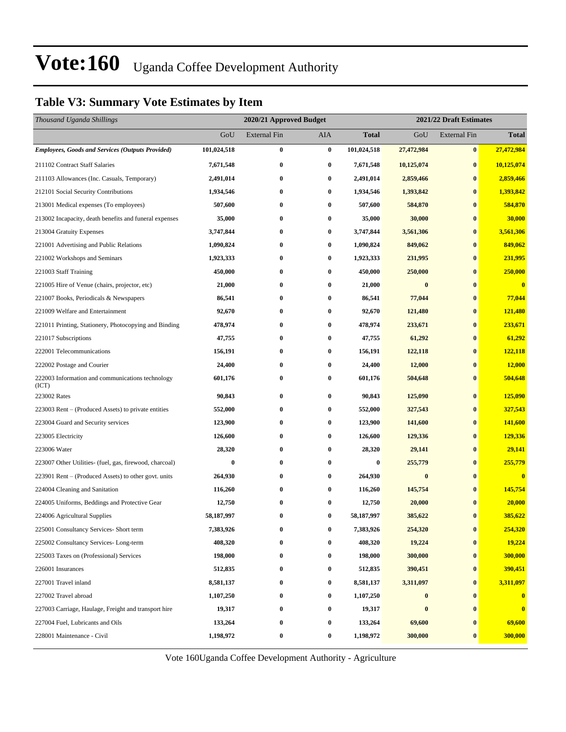# Vote:160 Uganda Coffee Development Authority

## Table V3: Summary Vote Estimates by Item

| *Thousand Uganda Shillings* | 2020/21 Approved Budget | | | | 2021/22 Draft Estimates | | |
|---|---|---|---|---|---|---|---|
| | GoU | External Fin | AIA | **Total** | GoU | External Fin | **Total** |
| ***Employees, Goods and Services (Outputs Provided)*** | **101,024,518** | **0** | **0** | **101,024,518** | **27,472,984** | **0** | **27,472,984** |
| 211102 Contract Staff Salaries | **7,671,548** | **0** | **0** | **7,671,548** | **10,125,074** | **0** | **10,125,074** |
| 211103 Allowances (Inc. Casuals, Temporary) | **2,491,014** | **0** | **0** | **2,491,014** | **2,859,466** | **0** | **2,859,466** |
| 212101 Social Security Contributions | **1,934,546** | **0** | **0** | **1,934,546** | **1,393,842** | **0** | **1,393,842** |
| 213001 Medical expenses (To employees) | **507,600** | **0** | **0** | **507,600** | **584,870** | **0** | **584,870** |
| 213002 Incapacity, death benefits and funeral expenses | **35,000** | **0** | **0** | **35,000** | **30,000** | **0** | **30,000** |
| 213004 Gratuity Expenses | **3,747,844** | **0** | **0** | **3,747,844** | **3,561,306** | **0** | **3,561,306** |
| 221001 Advertising and Public Relations | **1,090,824** | **0** | **0** | **1,090,824** | **849,062** | **0** | **849,062** |
| 221002 Workshops and Seminars | **1,923,333** | **0** | **0** | **1,923,333** | **231,995** | **0** | **231,995** |
| 221003 Staff Training | **450,000** | **0** | **0** | **450,000** | **250,000** | **0** | **250,000** |
| 221005 Hire of Venue (chairs, projector, etc) | **21,000** | **0** | **0** | **21,000** | **0** | **0** | **0** |
| 221007 Books, Periodicals & Newspapers | **86,541** | **0** | **0** | **86,541** | **77,044** | **0** | **77,044** |
| 221009 Welfare and Entertainment | **92,670** | **0** | **0** | **92,670** | **121,480** | **0** | **121,480** |
| 221011 Printing, Stationery, Photocopying and Binding | **478,974** | **0** | **0** | **478,974** | **233,671** | **0** | **233,671** |
| 221017 Subscriptions | **47,755** | **0** | **0** | **47,755** | **61,292** | **0** | **61,292** |
| 222001 Telecommunications | **156,191** | **0** | **0** | **156,191** | **122,118** | **0** | **122,118** |
| 222002 Postage and Courier | **24,400** | **0** | **0** | **24,400** | **12,000** | **0** | **12,000** |
| 222003 Information and communications technology (ICT) | **601,176** | **0** | **0** | **601,176** | **504,648** | **0** | **504,648** |
| 223002 Rates | **90,843** | **0** | **0** | **90,843** | **125,090** | **0** | **125,090** |
| 223003 Rent – (Produced Assets) to private entities | **552,000** | **0** | **0** | **552,000** | **327,543** | **0** | **327,543** |
| 223004 Guard and Security services | **123,900** | **0** | **0** | **123,900** | **141,600** | **0** | **141,600** |
| 223005 Electricity | **126,600** | **0** | **0** | **126,600** | **129,336** | **0** | **129,336** |
| 223006 Water | **28,320** | **0** | **0** | **28,320** | **29,141** | **0** | **29,141** |
| 223007 Other Utilities- (fuel, gas, firewood, charcoal) | **0** | **0** | **0** | **0** | **255,779** | **0** | **255,779** |
| 223901 Rent – (Produced Assets) to other govt. units | **264,930** | **0** | **0** | **264,930** | **0** | **0** | **0** |
| 224004 Cleaning and Sanitation | **116,260** | **0** | **0** | **116,260** | **145,754** | **0** | **145,754** |
| 224005 Uniforms, Beddings and Protective Gear | **12,750** | **0** | **0** | **12,750** | **20,000** | **0** | **20,000** |
| 224006 Agricultural Supplies | **58,187,997** | **0** | **0** | **58,187,997** | **385,622** | **0** | **385,622** |
| 225001 Consultancy Services- Short term | **7,383,926** | **0** | **0** | **7,383,926** | **254,320** | **0** | **254,320** |
| 225002 Consultancy Services- Long-term | **408,320** | **0** | **0** | **408,320** | **19,224** | **0** | **19,224** |
| 225003 Taxes on (Professional) Services | **198,000** | **0** | **0** | **198,000** | **300,000** | **0** | **300,000** |
| 226001 Insurances | **512,835** | **0** | **0** | **512,835** | **390,451** | **0** | **390,451** |
| 227001 Travel inland | **8,581,137** | **0** | **0** | **8,581,137** | **3,311,097** | **0** | **3,311,097** |
| 227002 Travel abroad | **1,107,250** | **0** | **0** | **1,107,250** | **0** | **0** | **0** |
| 227003 Carriage, Haulage, Freight and transport hire | **19,317** | **0** | **0** | **19,317** | **0** | **0** | **0** |
| 227004 Fuel, Lubricants and Oils | **133,264** | **0** | **0** | **133,264** | **69,600** | **0** | **69,600** |
| 228001 Maintenance - Civil | **1,198,972** | **0** | **0** | **1,198,972** | **300,000** | **0** | **300,000** |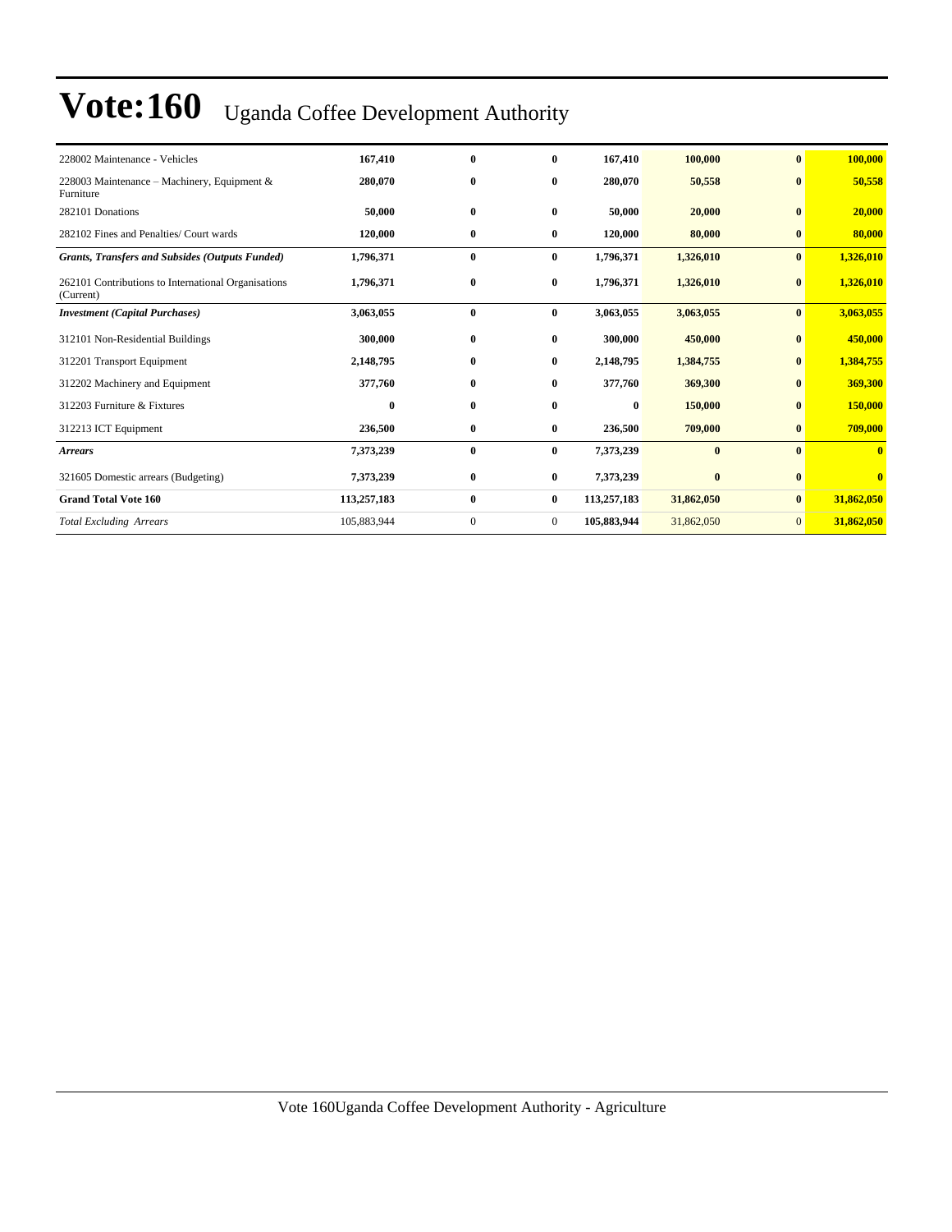# Vote:160 Uganda Coffee Development Authority

| | | | | | | | |
|---|---|---|---|---|---|---|---|
| 228002 Maintenance - Vehicles | **167,410** | **0** | **0** | **167,410** | **100,000** | **0** | **100,000** |
| 228003 Maintenance – Machinery, Equipment & Furniture | **280,070** | **0** | **0** | **280,070** | **50,558** | **0** | **50,558** |
| 282101 Donations | **50,000** | **0** | **0** | **50,000** | **20,000** | **0** | **20,000** |
| 282102 Fines and Penalties/ Court wards | **120,000** | **0** | **0** | **120,000** | **80,000** | **0** | **80,000** |
| ***Grants, Transfers and Subsides (Outputs Funded)*** | **1,796,371** | **0** | **0** | **1,796,371** | **1,326,010** | **0** | **1,326,010** |
| 262101 Contributions to International Organisations (Current) | **1,796,371** | **0** | **0** | **1,796,371** | **1,326,010** | **0** | **1,326,010** |
| ***Investment (Capital Purchases)*** | **3,063,055** | **0** | **0** | **3,063,055** | **3,063,055** | **0** | **3,063,055** |
| 312101 Non-Residential Buildings | **300,000** | **0** | **0** | **300,000** | **450,000** | **0** | **450,000** |
| 312201 Transport Equipment | **2,148,795** | **0** | **0** | **2,148,795** | **1,384,755** | **0** | **1,384,755** |
| 312202 Machinery and Equipment | **377,760** | **0** | **0** | **377,760** | **369,300** | **0** | **369,300** |
| 312203 Furniture & Fixtures | **0** | **0** | **0** | **0** | **150,000** | **0** | **150,000** |
| 312213 ICT Equipment | **236,500** | **0** | **0** | **236,500** | **709,000** | **0** | **709,000** |
| ***Arrears*** | **7,373,239** | **0** | **0** | **7,373,239** | **0** | **0** | **0** |
| 321605 Domestic arrears (Budgeting) | **7,373,239** | **0** | **0** | **7,373,239** | **0** | **0** | **0** |
| **Grand Total Vote 160** | **113,257,183** | **0** | **0** | **113,257,183** | **31,862,050** | **0** | **31,862,050** |
| *Total Excluding Arrears* | 105,883,944 | 0 | 0 | **105,883,944** | 31,862,050 | 0 | **31,862,050** |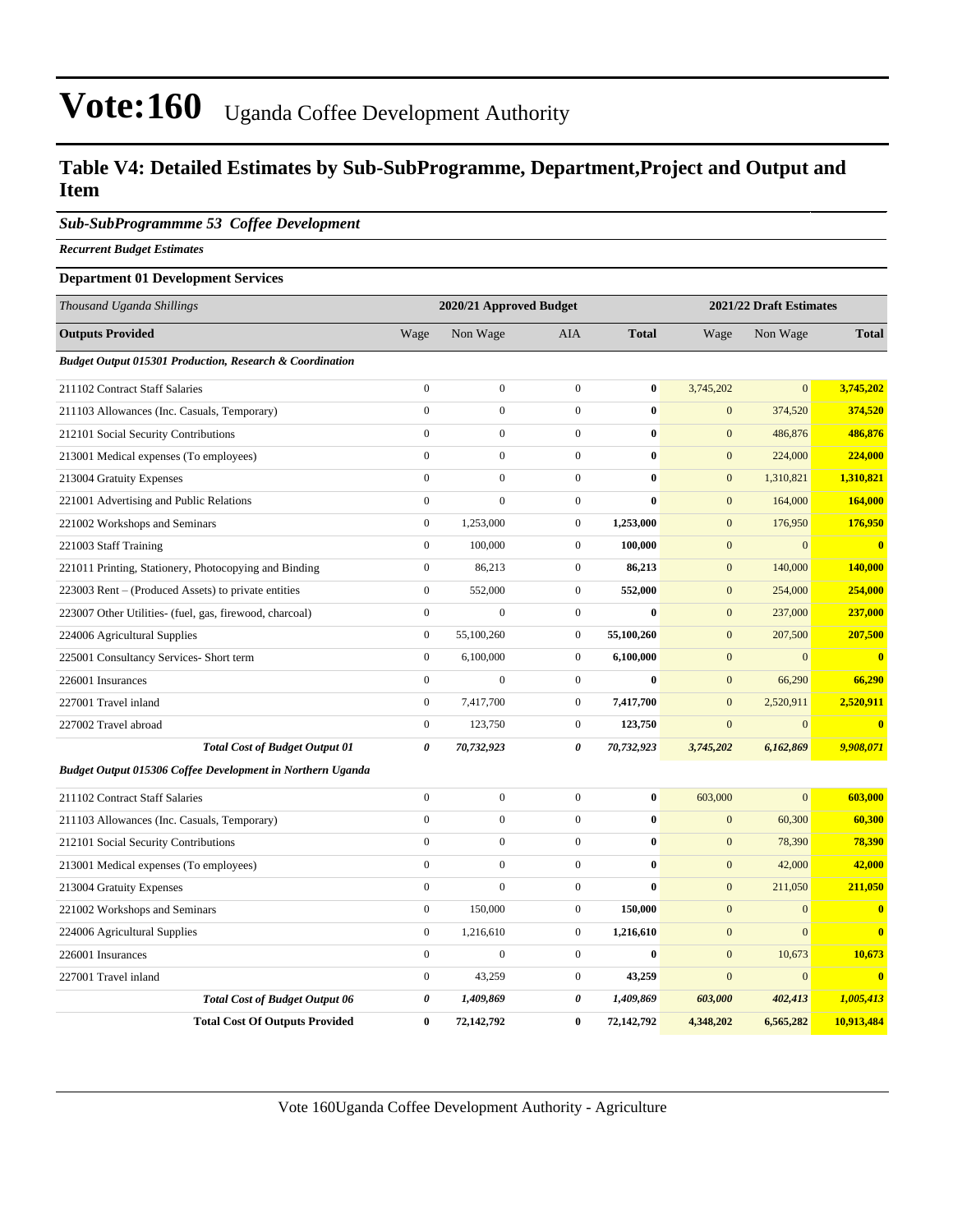# Vote:160 Uganda Coffee Development Authority

## Table V4: Detailed Estimates by Sub-SubProgramme, Department,Project and Output and Item

### *Sub-SubProgrammme 53 Coffee Development*

***Recurrent Budget Estimates***

**Department 01 Development Services**

| *Thousand Uganda Shillings* | 2020/21 Approved Budget | | | | 2021/22 Draft Estimates | | |
|---|---|---|---|---|---|---|---|
| **Outputs Provided** | Wage | Non Wage | AIA | **Total** | Wage | Non Wage | **Total** |
| ***Budget Output 015301 Production, Research & Coordination*** | | | | | | | |
| 211102 Contract Staff Salaries | 0 | 0 | 0 | **0** | 3,745,202 | 0 | **3,745,202** |
| 211103 Allowances (Inc. Casuals, Temporary) | 0 | 0 | 0 | **0** | 0 | 374,520 | **374,520** |
| 212101 Social Security Contributions | 0 | 0 | 0 | **0** | 0 | 486,876 | **486,876** |
| 213001 Medical expenses (To employees) | 0 | 0 | 0 | **0** | 0 | 224,000 | **224,000** |
| 213004 Gratuity Expenses | 0 | 0 | 0 | **0** | 0 | 1,310,821 | **1,310,821** |
| 221001 Advertising and Public Relations | 0 | 0 | 0 | **0** | 0 | 164,000 | **164,000** |
| 221002 Workshops and Seminars | 0 | 1,253,000 | 0 | **1,253,000** | 0 | 176,950 | **176,950** |
| 221003 Staff Training | 0 | 100,000 | 0 | **100,000** | 0 | 0 | **0** |
| 221011 Printing, Stationery, Photocopying and Binding | 0 | 86,213 | 0 | **86,213** | 0 | 140,000 | **140,000** |
| 223003 Rent – (Produced Assets) to private entities | 0 | 552,000 | 0 | **552,000** | 0 | 254,000 | **254,000** |
| 223007 Other Utilities- (fuel, gas, firewood, charcoal) | 0 | 0 | 0 | **0** | 0 | 237,000 | **237,000** |
| 224006 Agricultural Supplies | 0 | 55,100,260 | 0 | **55,100,260** | 0 | 207,500 | **207,500** |
| 225001 Consultancy Services- Short term | 0 | 6,100,000 | 0 | **6,100,000** | 0 | 0 | **0** |
| 226001 Insurances | 0 | 0 | 0 | **0** | 0 | 66,290 | **66,290** |
| 227001 Travel inland | 0 | 7,417,700 | 0 | **7,417,700** | 0 | 2,520,911 | **2,520,911** |
| 227002 Travel abroad | 0 | 123,750 | 0 | **123,750** | 0 | 0 | **0** |
| ***Total Cost of Budget Output 01*** | ***0*** | ***70,732,923*** | ***0*** | ***70,732,923*** | ***3,745,202*** | ***6,162,869*** | ***9,908,071*** |
| ***Budget Output 015306 Coffee Development in Northern Uganda*** | | | | | | | |
| 211102 Contract Staff Salaries | 0 | 0 | 0 | **0** | 603,000 | 0 | **603,000** |
| 211103 Allowances (Inc. Casuals, Temporary) | 0 | 0 | 0 | **0** | 0 | 60,300 | **60,300** |
| 212101 Social Security Contributions | 0 | 0 | 0 | **0** | 0 | 78,390 | **78,390** |
| 213001 Medical expenses (To employees) | 0 | 0 | 0 | **0** | 0 | 42,000 | **42,000** |
| 213004 Gratuity Expenses | 0 | 0 | 0 | **0** | 0 | 211,050 | **211,050** |
| 221002 Workshops and Seminars | 0 | 150,000 | 0 | **150,000** | 0 | 0 | **0** |
| 224006 Agricultural Supplies | 0 | 1,216,610 | 0 | **1,216,610** | 0 | 0 | **0** |
| 226001 Insurances | 0 | 0 | 0 | **0** | 0 | 10,673 | **10,673** |
| 227001 Travel inland | 0 | 43,259 | 0 | **43,259** | 0 | 0 | **0** |
| ***Total Cost of Budget Output 06*** | ***0*** | ***1,409,869*** | ***0*** | ***1,409,869*** | ***603,000*** | ***402,413*** | ***1,005,413*** |
| **Total Cost Of Outputs Provided** | **0** | **72,142,792** | **0** | **72,142,792** | **4,348,202** | **6,565,282** | **10,913,484** |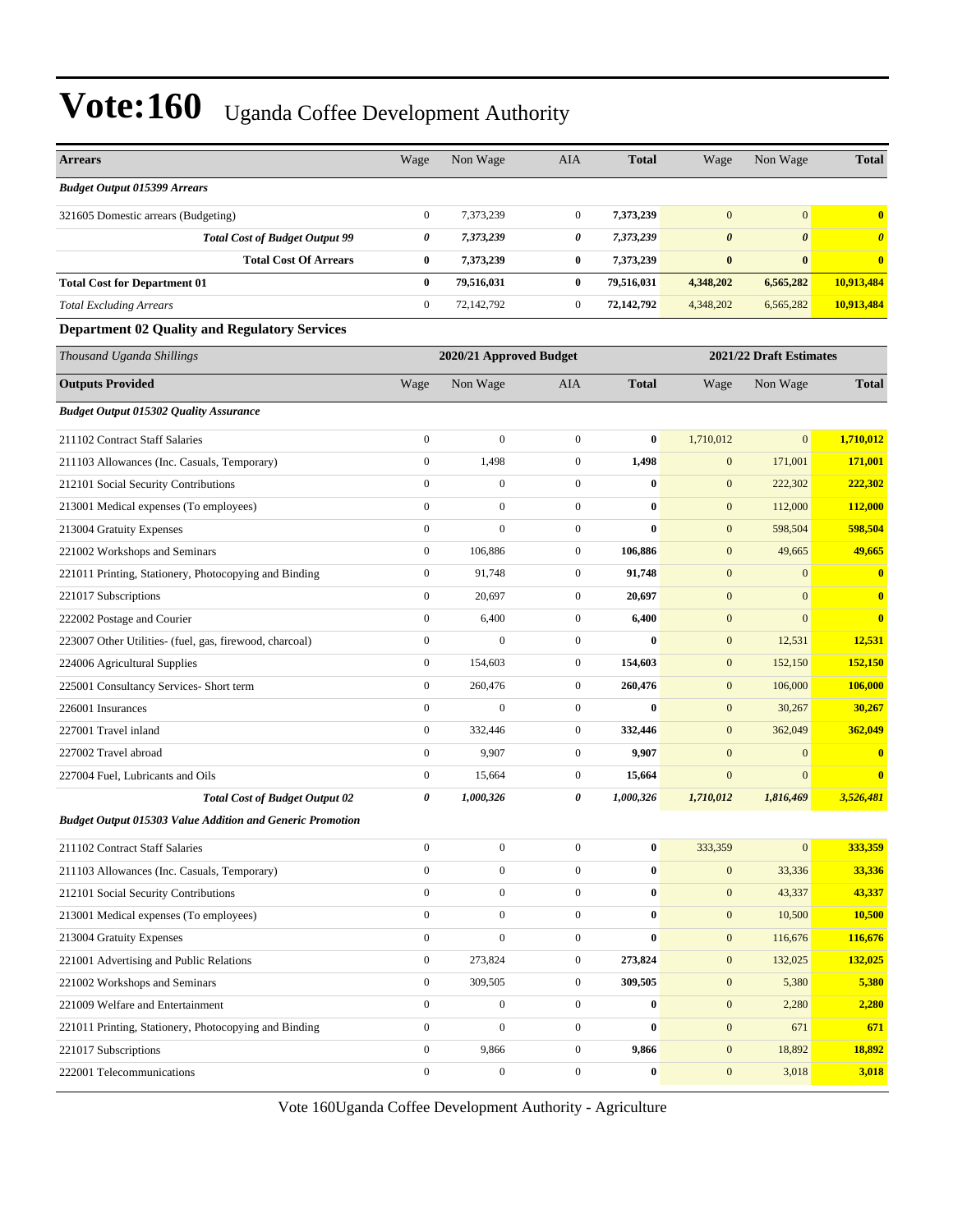# Vote:160 Uganda Coffee Development Authority

| Arrears | Wage | Non Wage | AIA | Total | Wage | Non Wage | Total |
|---|---|---|---|---|---|---|---|
| ***Budget Output 015399 Arrears*** | | | | | | | |
| 321605 Domestic arrears (Budgeting) | 0 | 7,373,239 | 0 | **7,373,239** | 0 | 0 | **0** |
| ***Total Cost of Budget Output 99*** | ***0*** | ***7,373,239*** | ***0*** | ***7,373,239*** | ***0*** | ***0*** | ***0*** |
| **Total Cost Of Arrears** | **0** | **7,373,239** | **0** | **7,373,239** | **0** | **0** | **0** |
| **Total Cost for Department 01** | **0** | **79,516,031** | **0** | **79,516,031** | **4,348,202** | **6,565,282** | **10,913,484** |
| *Total Excluding Arrears* | 0 | 72,142,792 | 0 | **72,142,792** | 4,348,202 | 6,565,282 | **10,913,484** |

### Department 02 Quality and Regulatory Services

| *Thousand Uganda Shillings* | 2020/21 Approved Budget | | | | 2021/22 Draft Estimates | | |
|---|---|---|---|---|---|---|---|
| **Outputs Provided** | Wage | Non Wage | AIA | **Total** | Wage | Non Wage | **Total** |
| ***Budget Output 015302 Quality Assurance*** | | | | | | | |
| 211102 Contract Staff Salaries | 0 | 0 | 0 | **0** | 1,710,012 | 0 | **1,710,012** |
| 211103 Allowances (Inc. Casuals, Temporary) | 0 | 1,498 | 0 | **1,498** | 0 | 171,001 | **171,001** |
| 212101 Social Security Contributions | 0 | 0 | 0 | **0** | 0 | 222,302 | **222,302** |
| 213001 Medical expenses (To employees) | 0 | 0 | 0 | **0** | 0 | 112,000 | **112,000** |
| 213004 Gratuity Expenses | 0 | 0 | 0 | **0** | 0 | 598,504 | **598,504** |
| 221002 Workshops and Seminars | 0 | 106,886 | 0 | **106,886** | 0 | 49,665 | **49,665** |
| 221011 Printing, Stationery, Photocopying and Binding | 0 | 91,748 | 0 | **91,748** | 0 | 0 | **0** |
| 221017 Subscriptions | 0 | 20,697 | 0 | **20,697** | 0 | 0 | **0** |
| 222002 Postage and Courier | 0 | 6,400 | 0 | **6,400** | 0 | 0 | **0** |
| 223007 Other Utilities- (fuel, gas, firewood, charcoal) | 0 | 0 | 0 | **0** | 0 | 12,531 | **12,531** |
| 224006 Agricultural Supplies | 0 | 154,603 | 0 | **154,603** | 0 | 152,150 | **152,150** |
| 225001 Consultancy Services- Short term | 0 | 260,476 | 0 | **260,476** | 0 | 106,000 | **106,000** |
| 226001 Insurances | 0 | 0 | 0 | **0** | 0 | 30,267 | **30,267** |
| 227001 Travel inland | 0 | 332,446 | 0 | **332,446** | 0 | 362,049 | **362,049** |
| 227002 Travel abroad | 0 | 9,907 | 0 | **9,907** | 0 | 0 | **0** |
| 227004 Fuel, Lubricants and Oils | 0 | 15,664 | 0 | **15,664** | 0 | 0 | **0** |
| ***Total Cost of Budget Output 02*** | ***0*** | ***1,000,326*** | ***0*** | ***1,000,326*** | ***1,710,012*** | ***1,816,469*** | ***3,526,481*** |
| ***Budget Output 015303 Value Addition and Generic Promotion*** | | | | | | | |
| 211102 Contract Staff Salaries | 0 | 0 | 0 | **0** | 333,359 | 0 | **333,359** |
| 211103 Allowances (Inc. Casuals, Temporary) | 0 | 0 | 0 | **0** | 0 | 33,336 | **33,336** |
| 212101 Social Security Contributions | 0 | 0 | 0 | **0** | 0 | 43,337 | **43,337** |
| 213001 Medical expenses (To employees) | 0 | 0 | 0 | **0** | 0 | 10,500 | **10,500** |
| 213004 Gratuity Expenses | 0 | 0 | 0 | **0** | 0 | 116,676 | **116,676** |
| 221001 Advertising and Public Relations | 0 | 273,824 | 0 | **273,824** | 0 | 132,025 | **132,025** |
| 221002 Workshops and Seminars | 0 | 309,505 | 0 | **309,505** | 0 | 5,380 | **5,380** |
| 221009 Welfare and Entertainment | 0 | 0 | 0 | **0** | 0 | 2,280 | **2,280** |
| 221011 Printing, Stationery, Photocopying and Binding | 0 | 0 | 0 | **0** | 0 | 671 | **671** |
| 221017 Subscriptions | 0 | 9,866 | 0 | **9,866** | 0 | 18,892 | **18,892** |
| 222001 Telecommunications | 0 | 0 | 0 | **0** | 0 | 3,018 | **3,018** |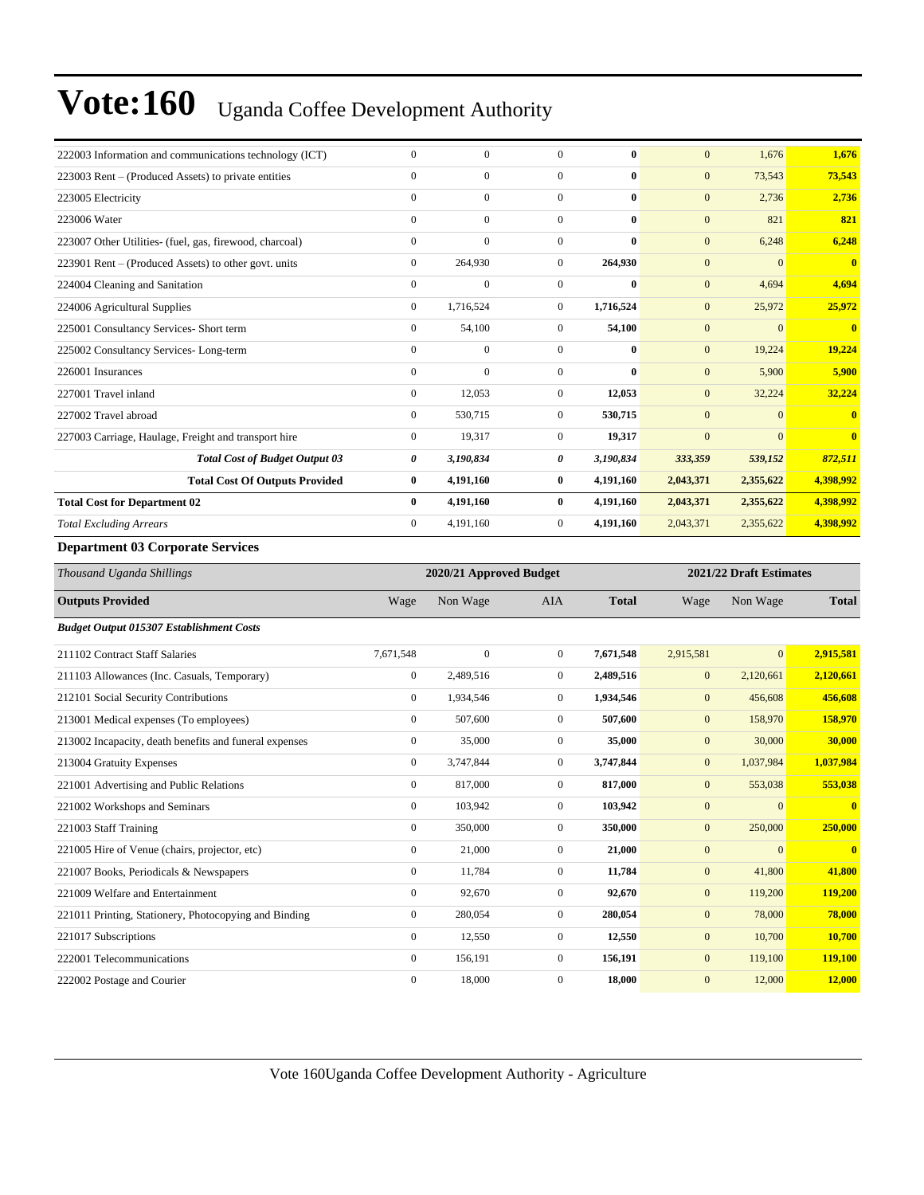| | | | | | | | |
|---|---|---|---|---|---|---|---|
| 222003 Information and communications technology (ICT) | 0 | 0 | 0 | **0** | 0 | 1,676 | **1,676** |
| 223003 Rent – (Produced Assets) to private entities | 0 | 0 | 0 | **0** | 0 | 73,543 | **73,543** |
| 223005 Electricity | 0 | 0 | 0 | **0** | 0 | 2,736 | **2,736** |
| 223006 Water | 0 | 0 | 0 | **0** | 0 | 821 | **821** |
| 223007 Other Utilities- (fuel, gas, firewood, charcoal) | 0 | 0 | 0 | **0** | 0 | 6,248 | **6,248** |
| 223901 Rent – (Produced Assets) to other govt. units | 0 | 264,930 | 0 | **264,930** | 0 | 0 | **0** |
| 224004 Cleaning and Sanitation | 0 | 0 | 0 | **0** | 0 | 4,694 | **4,694** |
| 224006 Agricultural Supplies | 0 | 1,716,524 | 0 | **1,716,524** | 0 | 25,972 | **25,972** |
| 225001 Consultancy Services- Short term | 0 | 54,100 | 0 | **54,100** | 0 | 0 | **0** |
| 225002 Consultancy Services- Long-term | 0 | 0 | 0 | **0** | 0 | 19,224 | **19,224** |
| 226001 Insurances | 0 | 0 | 0 | **0** | 0 | 5,900 | **5,900** |
| 227001 Travel inland | 0 | 12,053 | 0 | **12,053** | 0 | 32,224 | **32,224** |
| 227002 Travel abroad | 0 | 530,715 | 0 | **530,715** | 0 | 0 | **0** |
| 227003 Carriage, Haulage, Freight and transport hire | 0 | 19,317 | 0 | **19,317** | 0 | 0 | **0** |
| ***Total Cost of Budget Output 03*** | ***0*** | ***3,190,834*** | ***0*** | ***3,190,834*** | ***333,359*** | ***539,152*** | ***872,511*** |
| **Total Cost Of Outputs Provided** | **0** | **4,191,160** | **0** | **4,191,160** | **2,043,371** | **2,355,622** | **4,398,992** |
| **Total Cost for Department 02** | **0** | **4,191,160** | **0** | **4,191,160** | **2,043,371** | **2,355,622** | **4,398,992** |
| *Total Excluding Arrears* | 0 | 4,191,160 | 0 | **4,191,160** | 2,043,371 | 2,355,622 | **4,398,992** |

### Department 03 Corporate Services

| *Thousand Uganda Shillings* | 2020/21 Approved Budget | | | | 2021/22 Draft Estimates | | |
|---|---|---|---|---|---|---|---|
| **Outputs Provided** | Wage | Non Wage | AIA | **Total** | Wage | Non Wage | **Total** |
| ***Budget Output 015307 Establishment Costs*** | | | | | | | |
| 211102 Contract Staff Salaries | 7,671,548 | 0 | 0 | **7,671,548** | 2,915,581 | 0 | **2,915,581** |
| 211103 Allowances (Inc. Casuals, Temporary) | 0 | 2,489,516 | 0 | **2,489,516** | 0 | 2,120,661 | **2,120,661** |
| 212101 Social Security Contributions | 0 | 1,934,546 | 0 | **1,934,546** | 0 | 456,608 | **456,608** |
| 213001 Medical expenses (To employees) | 0 | 507,600 | 0 | **507,600** | 0 | 158,970 | **158,970** |
| 213002 Incapacity, death benefits and funeral expenses | 0 | 35,000 | 0 | **35,000** | 0 | 30,000 | **30,000** |
| 213004 Gratuity Expenses | 0 | 3,747,844 | 0 | **3,747,844** | 0 | 1,037,984 | **1,037,984** |
| 221001 Advertising and Public Relations | 0 | 817,000 | 0 | **817,000** | 0 | 553,038 | **553,038** |
| 221002 Workshops and Seminars | 0 | 103,942 | 0 | **103,942** | 0 | 0 | **0** |
| 221003 Staff Training | 0 | 350,000 | 0 | **350,000** | 0 | 250,000 | **250,000** |
| 221005 Hire of Venue (chairs, projector, etc) | 0 | 21,000 | 0 | **21,000** | 0 | 0 | **0** |
| 221007 Books, Periodicals & Newspapers | 0 | 11,784 | 0 | **11,784** | 0 | 41,800 | **41,800** |
| 221009 Welfare and Entertainment | 0 | 92,670 | 0 | **92,670** | 0 | 119,200 | **119,200** |
| 221011 Printing, Stationery, Photocopying and Binding | 0 | 280,054 | 0 | **280,054** | 0 | 78,000 | **78,000** |
| 221017 Subscriptions | 0 | 12,550 | 0 | **12,550** | 0 | 10,700 | **10,700** |
| 222001 Telecommunications | 0 | 156,191 | 0 | **156,191** | 0 | 119,100 | **119,100** |
| 222002 Postage and Courier | 0 | 18,000 | 0 | **18,000** | 0 | 12,000 | **12,000** |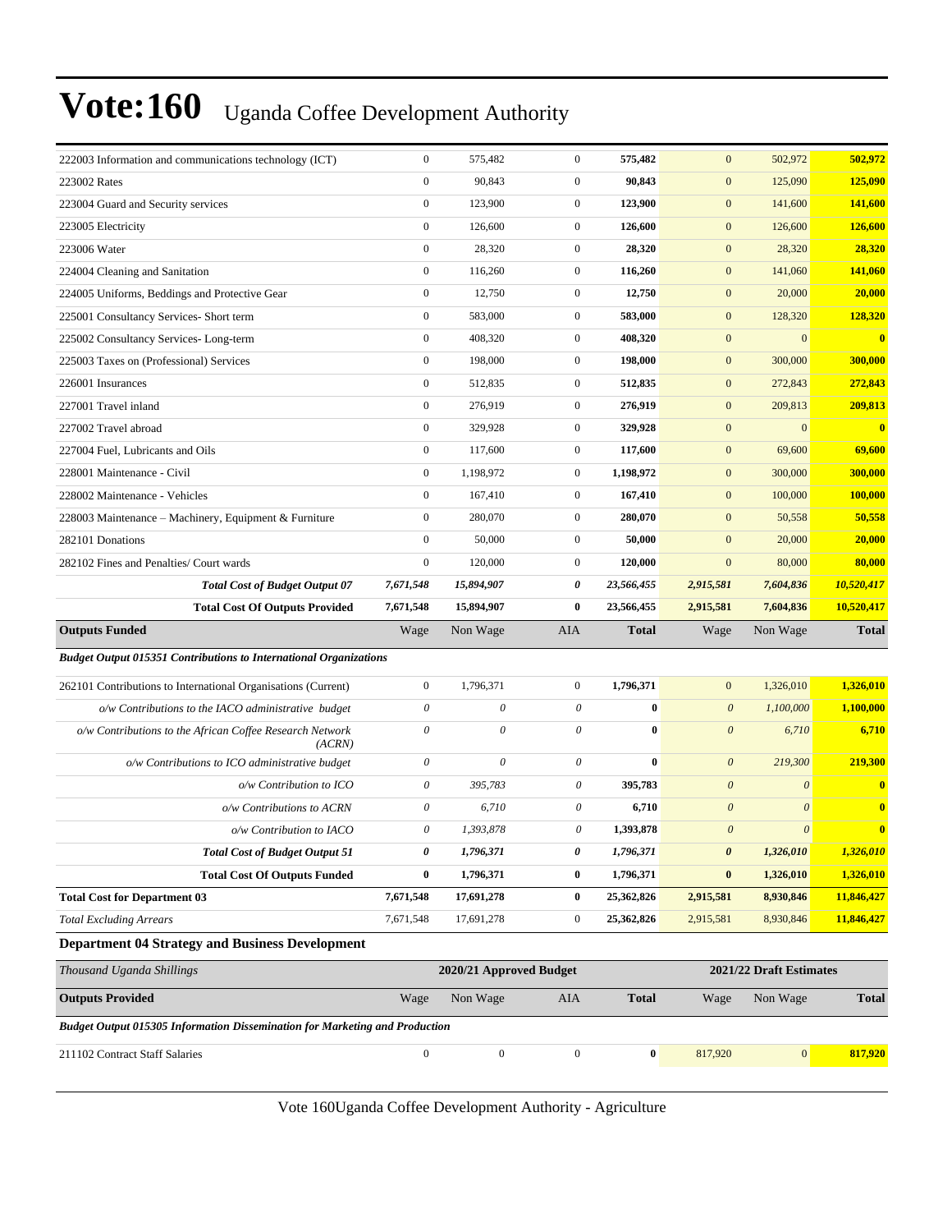| | | | | | | | |
|---|---|---|---|---|---|---|---|
| 222003 Information and communications technology (ICT) | 0 | 575,482 | 0 | **575,482** | 0 | 502,972 | **502,972** |
| 223002 Rates | 0 | 90,843 | 0 | **90,843** | 0 | 125,090 | **125,090** |
| 223004 Guard and Security services | 0 | 123,900 | 0 | **123,900** | 0 | 141,600 | **141,600** |
| 223005 Electricity | 0 | 126,600 | 0 | **126,600** | 0 | 126,600 | **126,600** |
| 223006 Water | 0 | 28,320 | 0 | **28,320** | 0 | 28,320 | **28,320** |
| 224004 Cleaning and Sanitation | 0 | 116,260 | 0 | **116,260** | 0 | 141,060 | **141,060** |
| 224005 Uniforms, Beddings and Protective Gear | 0 | 12,750 | 0 | **12,750** | 0 | 20,000 | **20,000** |
| 225001 Consultancy Services- Short term | 0 | 583,000 | 0 | **583,000** | 0 | 128,320 | **128,320** |
| 225002 Consultancy Services- Long-term | 0 | 408,320 | 0 | **408,320** | 0 | 0 | **0** |
| 225003 Taxes on (Professional) Services | 0 | 198,000 | 0 | **198,000** | 0 | 300,000 | **300,000** |
| 226001 Insurances | 0 | 512,835 | 0 | **512,835** | 0 | 272,843 | **272,843** |
| 227001 Travel inland | 0 | 276,919 | 0 | **276,919** | 0 | 209,813 | **209,813** |
| 227002 Travel abroad | 0 | 329,928 | 0 | **329,928** | 0 | 0 | **0** |
| 227004 Fuel, Lubricants and Oils | 0 | 117,600 | 0 | **117,600** | 0 | 69,600 | **69,600** |
| 228001 Maintenance - Civil | 0 | 1,198,972 | 0 | **1,198,972** | 0 | 300,000 | **300,000** |
| 228002 Maintenance - Vehicles | 0 | 167,410 | 0 | **167,410** | 0 | 100,000 | **100,000** |
| 228003 Maintenance – Machinery, Equipment & Furniture | 0 | 280,070 | 0 | **280,070** | 0 | 50,558 | **50,558** |
| 282101 Donations | 0 | 50,000 | 0 | **50,000** | 0 | 20,000 | **20,000** |
| 282102 Fines and Penalties/ Court wards | 0 | 120,000 | 0 | **120,000** | 0 | 80,000 | **80,000** |
| ***Total Cost of Budget Output 07*** | ***7,671,548*** | ***15,894,907*** | ***0*** | ***23,566,455*** | ***2,915,581*** | ***7,604,836*** | ***10,520,417*** |
| **Total Cost Of Outputs Provided** | **7,671,548** | **15,894,907** | **0** | **23,566,455** | **2,915,581** | **7,604,836** | **10,520,417** |
| **Outputs Funded** | Wage | Non Wage | AIA | **Total** | Wage | Non Wage | **Total** |
| ***Budget Output 015351 Contributions to International Organizations*** | | | | | | | |
| 262101 Contributions to International Organisations (Current) | 0 | 1,796,371 | 0 | **1,796,371** | 0 | 1,326,010 | **1,326,010** |
| *o/w Contributions to the IACO administrative budget* | *0* | *0* | *0* | **0** | *0* | *1,100,000* | **1,100,000** |
| *o/w Contributions to the African Coffee Research Network (ACRN)* | *0* | *0* | *0* | **0** | *0* | *6,710* | **6,710** |
| *o/w Contributions to ICO administrative budget* | *0* | *0* | *0* | **0** | *0* | *219,300* | **219,300** |
| *o/w Contribution to ICO* | *0* | *395,783* | *0* | **395,783** | *0* | *0* | **0** |
| *o/w Contributions to ACRN* | *0* | *6,710* | *0* | **6,710** | *0* | *0* | **0** |
| *o/w Contribution to IACO* | *0* | *1,393,878* | *0* | **1,393,878** | *0* | *0* | **0** |
| ***Total Cost of Budget Output 51*** | ***0*** | ***1,796,371*** | ***0*** | ***1,796,371*** | ***0*** | ***1,326,010*** | ***1,326,010*** |
| **Total Cost Of Outputs Funded** | **0** | **1,796,371** | **0** | **1,796,371** | **0** | **1,326,010** | **1,326,010** |
| **Total Cost for Department 03** | **7,671,548** | **17,691,278** | **0** | **25,362,826** | **2,915,581** | **8,930,846** | **11,846,427** |
| *Total Excluding Arrears* | 7,671,548 | 17,691,278 | 0 | **25,362,826** | 2,915,581 | 8,930,846 | **11,846,427** |

### Department 04 Strategy and Business Development

| *Thousand Uganda Shillings* | 2020/21 Approved Budget | | | | 2021/22 Draft Estimates | | |
|---|---|---|---|---|---|---|---|
| **Outputs Provided** | Wage | Non Wage | AIA | **Total** | Wage | Non Wage | **Total** |
| ***Budget Output 015305 Information Dissemination for Marketing and Production*** | | | | | | | |
| 211102 Contract Staff Salaries | 0 | 0 | 0 | **0** | 817,920 | 0 | **817,920** |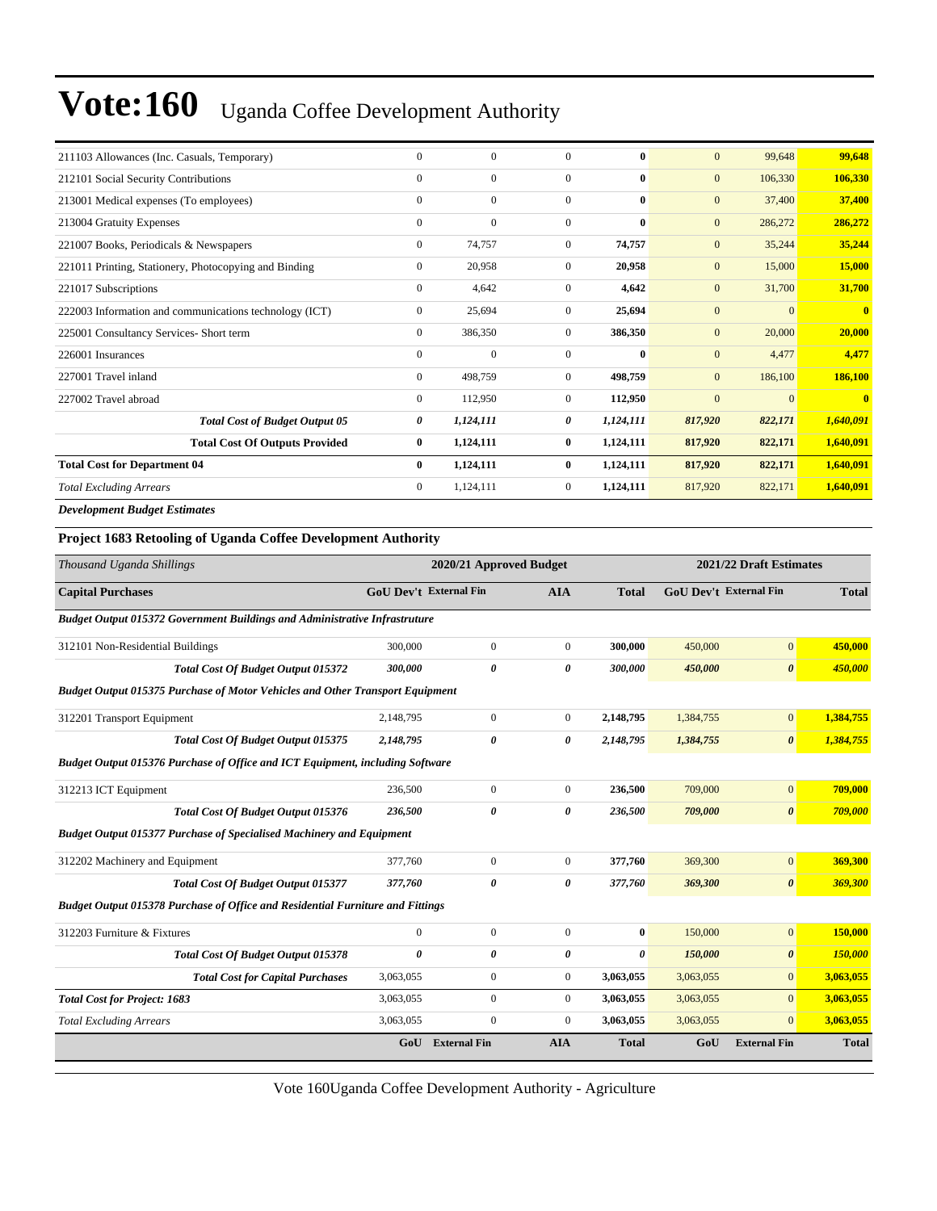# Vote:160 Uganda Coffee Development Authority

| | | | | | | | |
|---|---|---|---|---|---|---|---|
| 211103 Allowances (Inc. Casuals, Temporary) | 0 | 0 | 0 | **0** | 0 | 99,648 | **99,648** |
| 212101 Social Security Contributions | 0 | 0 | 0 | **0** | 0 | 106,330 | **106,330** |
| 213001 Medical expenses (To employees) | 0 | 0 | 0 | **0** | 0 | 37,400 | **37,400** |
| 213004 Gratuity Expenses | 0 | 0 | 0 | **0** | 0 | 286,272 | **286,272** |
| 221007 Books, Periodicals & Newspapers | 0 | 74,757 | 0 | **74,757** | 0 | 35,244 | **35,244** |
| 221011 Printing, Stationery, Photocopying and Binding | 0 | 20,958 | 0 | **20,958** | 0 | 15,000 | **15,000** |
| 221017 Subscriptions | 0 | 4,642 | 0 | **4,642** | 0 | 31,700 | **31,700** |
| 222003 Information and communications technology (ICT) | 0 | 25,694 | 0 | **25,694** | 0 | 0 | **0** |
| 225001 Consultancy Services- Short term | 0 | 386,350 | 0 | **386,350** | 0 | 20,000 | **20,000** |
| 226001 Insurances | 0 | 0 | 0 | **0** | 0 | 4,477 | **4,477** |
| 227001 Travel inland | 0 | 498,759 | 0 | **498,759** | 0 | 186,100 | **186,100** |
| 227002 Travel abroad | 0 | 112,950 | 0 | **112,950** | 0 | 0 | **0** |
| ***Total Cost of Budget Output 05*** | ***0*** | ***1,124,111*** | ***0*** | ***1,124,111*** | ***817,920*** | ***822,171*** | ***1,640,091*** |
| **Total Cost Of Outputs Provided** | **0** | **1,124,111** | **0** | **1,124,111** | **817,920** | **822,171** | **1,640,091** |
| **Total Cost for Department 04** | **0** | **1,124,111** | **0** | **1,124,111** | **817,920** | **822,171** | **1,640,091** |
| *Total Excluding Arrears* | 0 | 1,124,111 | 0 | **1,124,111** | 817,920 | 822,171 | **1,640,091** |

***Development Budget Estimates***

**Project 1683 Retooling of Uganda Coffee Development Authority**

| *Thousand Uganda Shillings* | 2020/21 Approved Budget | | | | 2021/22 Draft Estimates | | |
|---|---|---|---|---|---|---|---|
| **Capital Purchases** | **GoU Dev't** | **External Fin** | **AIA** | **Total** | **GoU Dev't** | **External Fin** | **Total** |
| ***Budget Output 015372 Government Buildings and Administrative Infrastruture*** | | | | | | | |
| 312101 Non-Residential Buildings | 300,000 | 0 | 0 | **300,000** | 450,000 | 0 | **450,000** |
| ***Total Cost Of Budget Output 015372*** | ***300,000*** | ***0*** | ***0*** | ***300,000*** | ***450,000*** | ***0*** | ***450,000*** |
| ***Budget Output 015375 Purchase of Motor Vehicles and Other Transport Equipment*** | | | | | | | |
| 312201 Transport Equipment | 2,148,795 | 0 | 0 | **2,148,795** | 1,384,755 | 0 | **1,384,755** |
| ***Total Cost Of Budget Output 015375*** | ***2,148,795*** | ***0*** | ***0*** | ***2,148,795*** | ***1,384,755*** | ***0*** | ***1,384,755*** |
| ***Budget Output 015376 Purchase of Office and ICT Equipment, including Software*** | | | | | | | |
| 312213 ICT Equipment | 236,500 | 0 | 0 | **236,500** | 709,000 | 0 | **709,000** |
| ***Total Cost Of Budget Output 015376*** | ***236,500*** | ***0*** | ***0*** | ***236,500*** | ***709,000*** | ***0*** | ***709,000*** |
| ***Budget Output 015377 Purchase of Specialised Machinery and Equipment*** | | | | | | | |
| 312202 Machinery and Equipment | 377,760 | 0 | 0 | **377,760** | 369,300 | 0 | **369,300** |
| ***Total Cost Of Budget Output 015377*** | ***377,760*** | ***0*** | ***0*** | ***377,760*** | ***369,300*** | ***0*** | ***369,300*** |
| ***Budget Output 015378 Purchase of Office and Residential Furniture and Fittings*** | | | | | | | |
| 312203 Furniture & Fixtures | 0 | 0 | 0 | **0** | 150,000 | 0 | **150,000** |
| ***Total Cost Of Budget Output 015378*** | ***0*** | ***0*** | ***0*** | ***0*** | ***150,000*** | ***0*** | ***150,000*** |
| ***Total Cost for Capital Purchases*** | 3,063,055 | 0 | 0 | **3,063,055** | 3,063,055 | 0 | **3,063,055** |
| ***Total Cost for Project: 1683*** | 3,063,055 | 0 | 0 | **3,063,055** | 3,063,055 | 0 | **3,063,055** |
| *Total Excluding Arrears* | 3,063,055 | 0 | 0 | **3,063,055** | 3,063,055 | 0 | **3,063,055** |
| | **GoU** | **External Fin** | **AIA** | **Total** | **GoU** | **External Fin** | **Total** |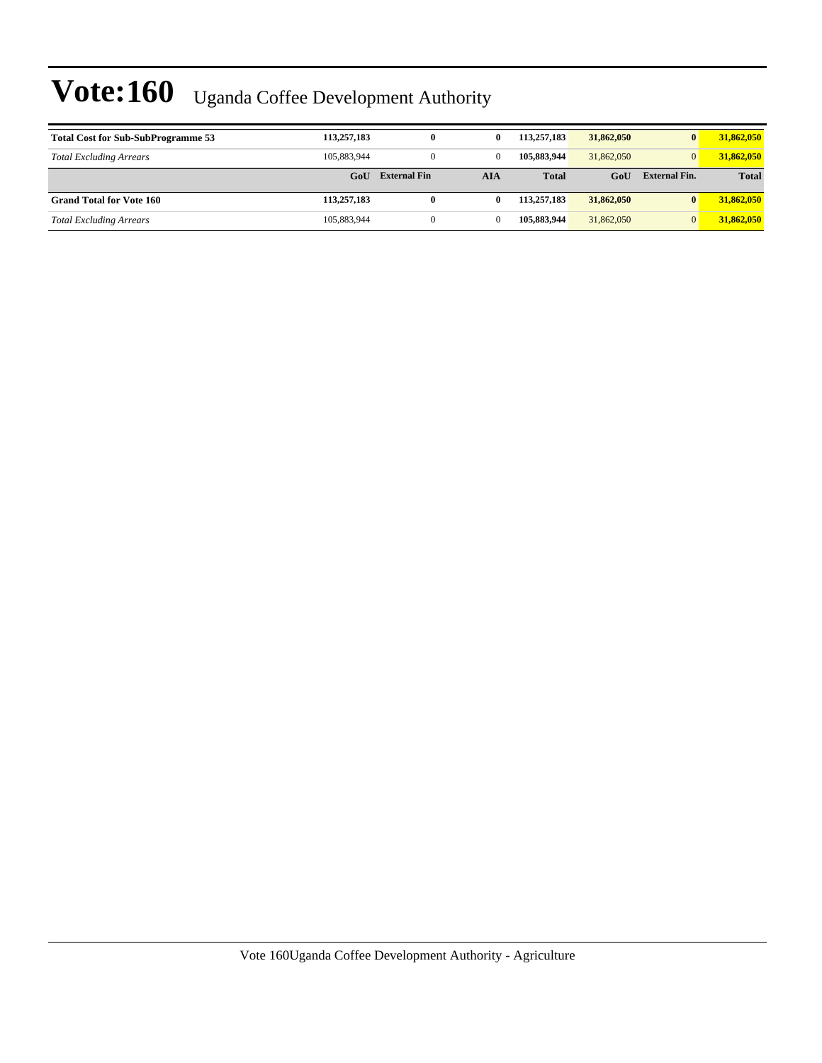| | | | | | | | |
|---|---|---|---|---|---|---|---|
| **Total Cost for Sub-SubProgramme 53** | **113,257,183** | **0** | **0** | **113,257,183** | **31,862,050** | **0** | **31,862,050** |
| *Total Excluding Arrears* | 105,883,944 | 0 | 0 | **105,883,944** | 31,862,050 | 0 | **31,862,050** |
| | **GoU** | **External Fin** | **AIA** | **Total** | **GoU** | **External Fin.** | **Total** |
| **Grand Total for Vote 160** | **113,257,183** | **0** | **0** | **113,257,183** | **31,862,050** | **0** | **31,862,050** |
| *Total Excluding Arrears* | 105,883,944 | 0 | 0 | **105,883,944** | 31,862,050 | 0 | **31,862,050** |